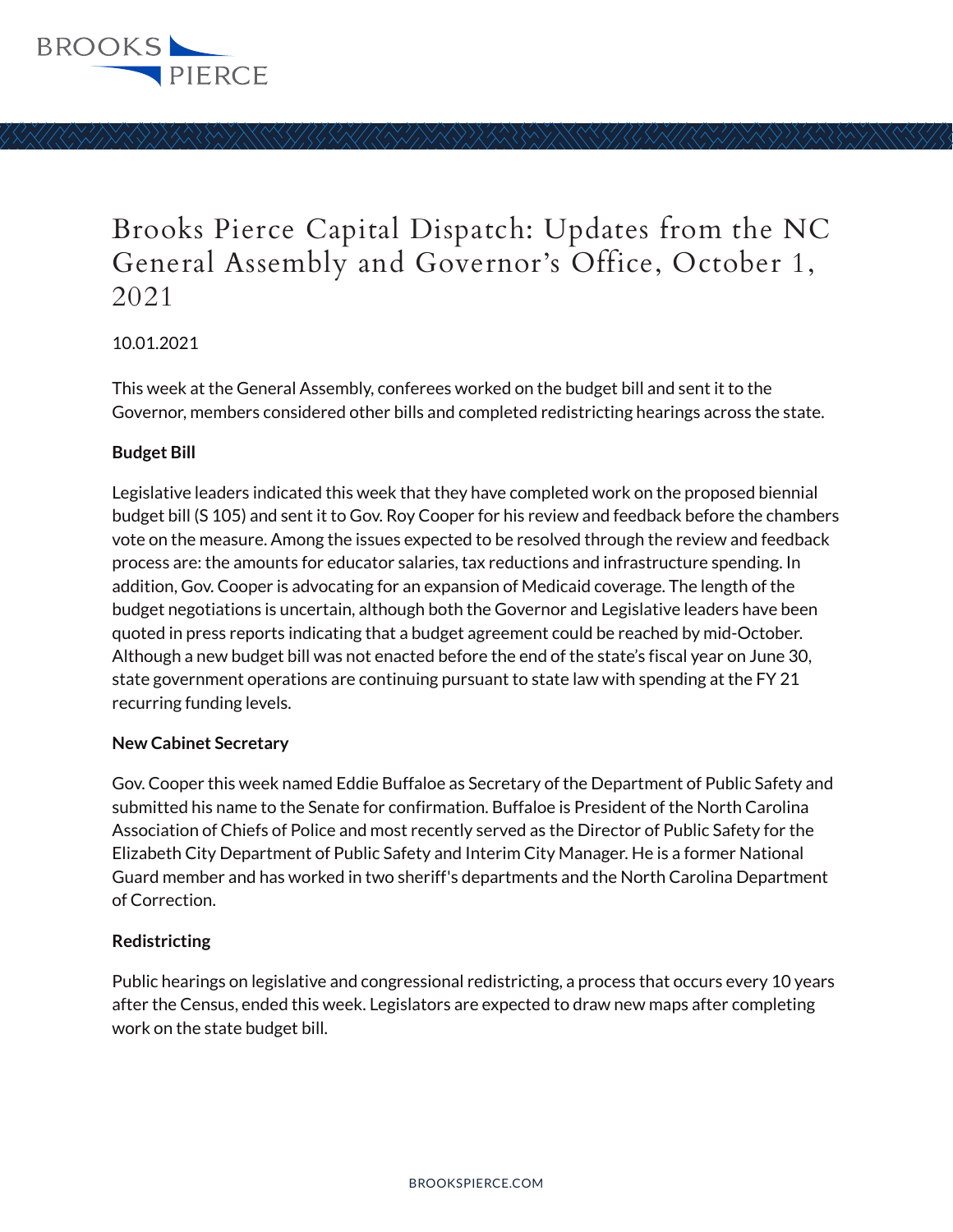# Brooks Pierce Capital Dispatch: Updates from the NC General Assembly and Governor's Office, October 1, 2021

10.01.2021

This week at the General Assembly, conferees worked on the budget bill and sent it to the Governor, members considered other bills and completed redistricting hearings across the state.

**Budget Bill**

Legislative leaders indicated this week that they have completed work on the proposed biennial budget bill (S 105) and sent it to Gov. Roy Cooper for his review and feedback before the chambers vote on the measure. Among the issues expected to be resolved through the review and feedback process are: the amounts for educator salaries, tax reductions and infrastructure spending. In addition, Gov. Cooper is advocating for an expansion of Medicaid coverage. The length of the budget negotiations is uncertain, although both the Governor and Legislative leaders have been quoted in press reports indicating that a budget agreement could be reached by mid-October. Although a new budget bill was not enacted before the end of the state's fiscal year on June 30, state government operations are continuing pursuant to state law with spending at the FY 21 recurring funding levels.

**New Cabinet Secretary**

Gov. Cooper this week named Eddie Buffaloe as Secretary of the Department of Public Safety and submitted his name to the Senate for confirmation. Buffaloe is President of the North Carolina Association of Chiefs of Police and most recently served as the Director of Public Safety for the Elizabeth City Department of Public Safety and Interim City Manager. He is a former National Guard member and has worked in two sheriff's departments and the North Carolina Department of Correction.

**Redistricting**

Public hearings on legislative and congressional redistricting, a process that occurs every 10 years after the Census, ended this week. Legislators are expected to draw new maps after completing work on the state budget bill.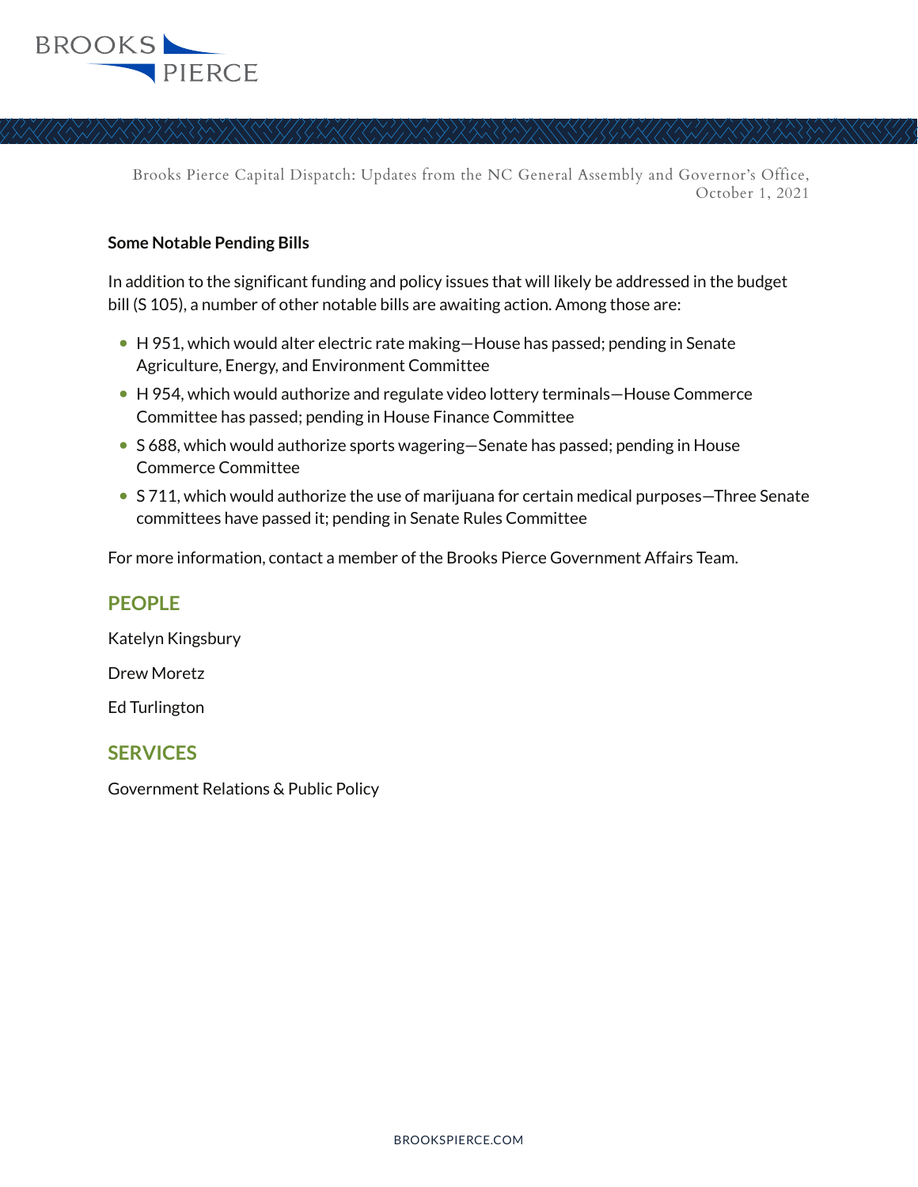**Some Notable Pending Bills**

In addition to the significant funding and policy issues that will likely be addressed in the budget bill (S 105), a number of other notable bills are awaiting action. Among those are:

- H 951, which would alter electric rate making—House has passed; pending in Senate Agriculture, Energy, and Environment Committee
- H 954, which would authorize and regulate video lottery terminals—House Commerce Committee has passed; pending in House Finance Committee
- S 688, which would authorize sports wagering—Senate has passed; pending in House Commerce Committee
- S 711, which would authorize the use of marijuana for certain medical purposes—Three Senate committees have passed it; pending in Senate Rules Committee

For more information, contact a member of the Brooks Pierce Government Affairs Team.

## PEOPLE

Katelyn Kingsbury

Drew Moretz

Ed Turlington

## SERVICES

Government Relations & Public Policy